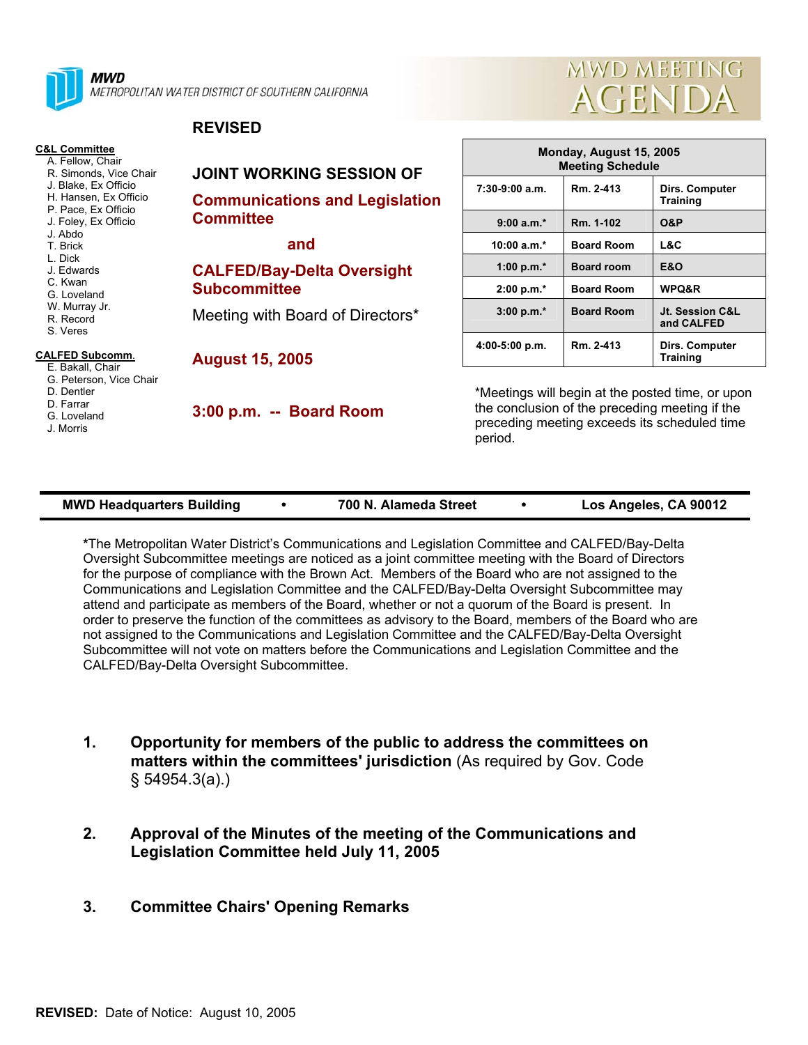**MWD**
METROPOLITAN WATER DISTRICT OF SOUTHERN CALIFORNIA

# MWD MEETING AGENDA

**REVISED**

**C&L Committee**
- A. Fellow, Chair
- R. Simonds, Vice Chair
- J. Blake, Ex Officio
- H. Hansen, Ex Officio
- P. Pace, Ex Officio
- J. Foley, Ex Officio
- J. Abdo
- T. Brick
- L. Dick
- J. Edwards
- C. Kwan
- G. Loveland
- W. Murray Jr.
- R. Record
- S. Veres

**CALFED Subcomm.**
- E. Bakall, Chair
- G. Peterson, Vice Chair
- D. Dentler
- D. Farrar
- G. Loveland
- J. Morris

## JOINT WORKING SESSION OF

## Communications and Legislation Committee

## and

## CALFED/Bay-Delta Oversight Subcommittee

Meeting with Board of Directors*

**August 15, 2005**

**3:00 p.m. -- Board Room**

| Monday, August 15, 2005 Meeting Schedule | | |
|---|---|---|
| 7:30-9:00 a.m. | Rm. 2-413 | Dirs. Computer Training |
| 9:00 a.m.* | Rm. 1-102 | O&P |
| 10:00 a.m.* | Board Room | L&C |
| 1:00 p.m.* | Board room | E&O |
| 2:00 p.m.* | Board Room | WPQ&R |
| 3:00 p.m.* | Board Room | Jt. Session C&L and CALFED |
| 4:00-5:00 p.m. | Rm. 2-413 | Dirs. Computer Training |

*Meetings will begin at the posted time, or upon the conclusion of the preceding meeting if the preceding meeting exceeds its scheduled time period.

**MWD Headquarters Building • 700 N. Alameda Street • Los Angeles, CA 90012**

**\***The Metropolitan Water District's Communications and Legislation Committee and CALFED/Bay-Delta Oversight Subcommittee meetings are noticed as a joint committee meeting with the Board of Directors for the purpose of compliance with the Brown Act. Members of the Board who are not assigned to the Communications and Legislation Committee and the CALFED/Bay-Delta Oversight Subcommittee may attend and participate as members of the Board, whether or not a quorum of the Board is present. In order to preserve the function of the committees as advisory to the Board, members of the Board who are not assigned to the Communications and Legislation Committee and the CALFED/Bay-Delta Oversight Subcommittee will not vote on matters before the Communications and Legislation Committee and the CALFED/Bay-Delta Oversight Subcommittee.

1. **Opportunity for members of the public to address the committees on matters within the committees' jurisdiction** (As required by Gov. Code § 54954.3(a).)

2. **Approval of the Minutes of the meeting of the Communications and Legislation Committee held July 11, 2005**

3. **Committee Chairs' Opening Remarks**

**REVISED:** Date of Notice: August 10, 2005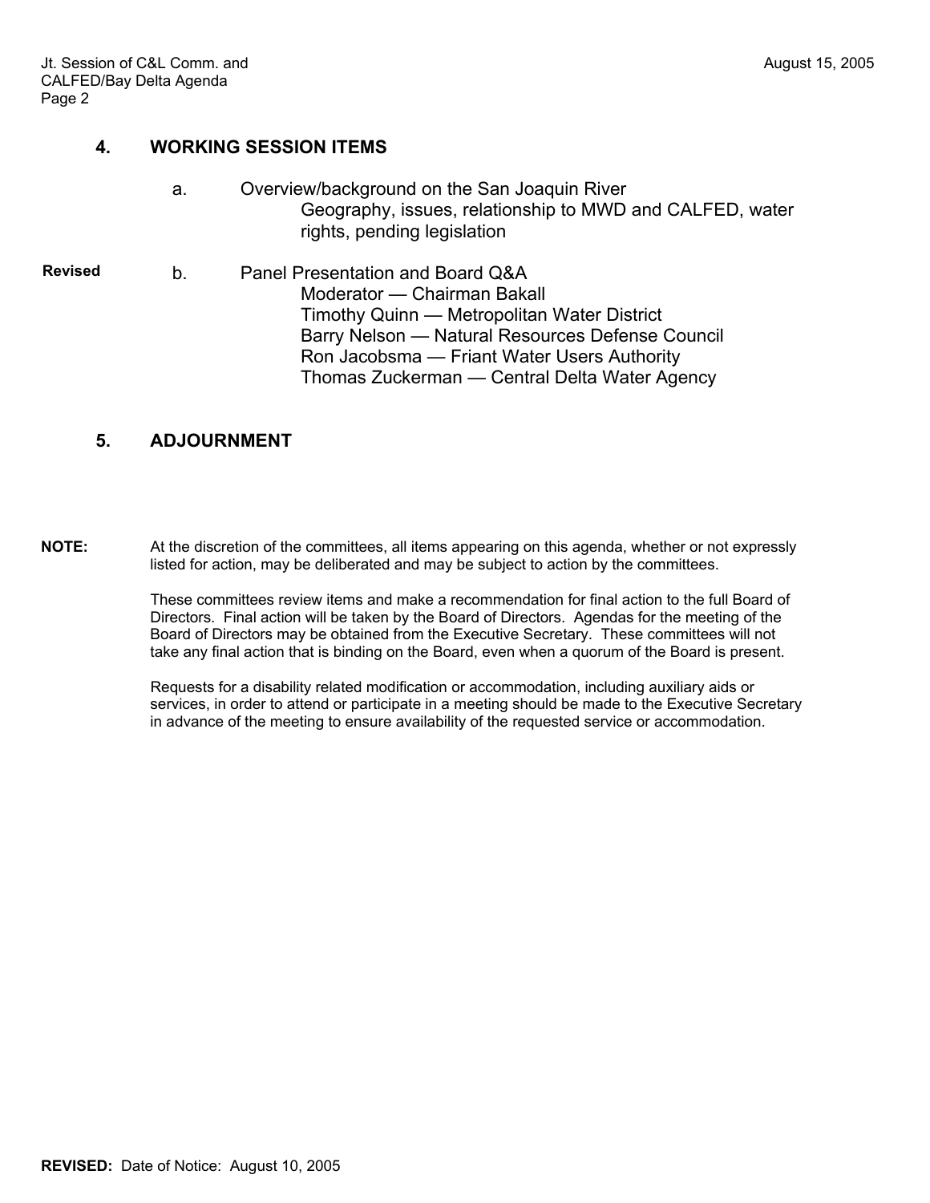## 4. WORKING SESSION ITEMS

a. Overview/background on the San Joaquin River
   Geography, issues, relationship to MWD and CALFED, water rights, pending legislation

**Revised** b. Panel Presentation and Board Q&A
   Moderator — Chairman Bakall
   Timothy Quinn — Metropolitan Water District
   Barry Nelson — Natural Resources Defense Council
   Ron Jacobsma — Friant Water Users Authority
   Thomas Zuckerman — Central Delta Water Agency

## 5. ADJOURNMENT

**NOTE:** At the discretion of the committees, all items appearing on this agenda, whether or not expressly listed for action, may be deliberated and may be subject to action by the committees.

These committees review items and make a recommendation for final action to the full Board of Directors. Final action will be taken by the Board of Directors. Agendas for the meeting of the Board of Directors may be obtained from the Executive Secretary. These committees will not take any final action that is binding on the Board, even when a quorum of the Board is present.

Requests for a disability related modification or accommodation, including auxiliary aids or services, in order to attend or participate in a meeting should be made to the Executive Secretary in advance of the meeting to ensure availability of the requested service or accommodation.

**REVISED:** Date of Notice: August 10, 2005